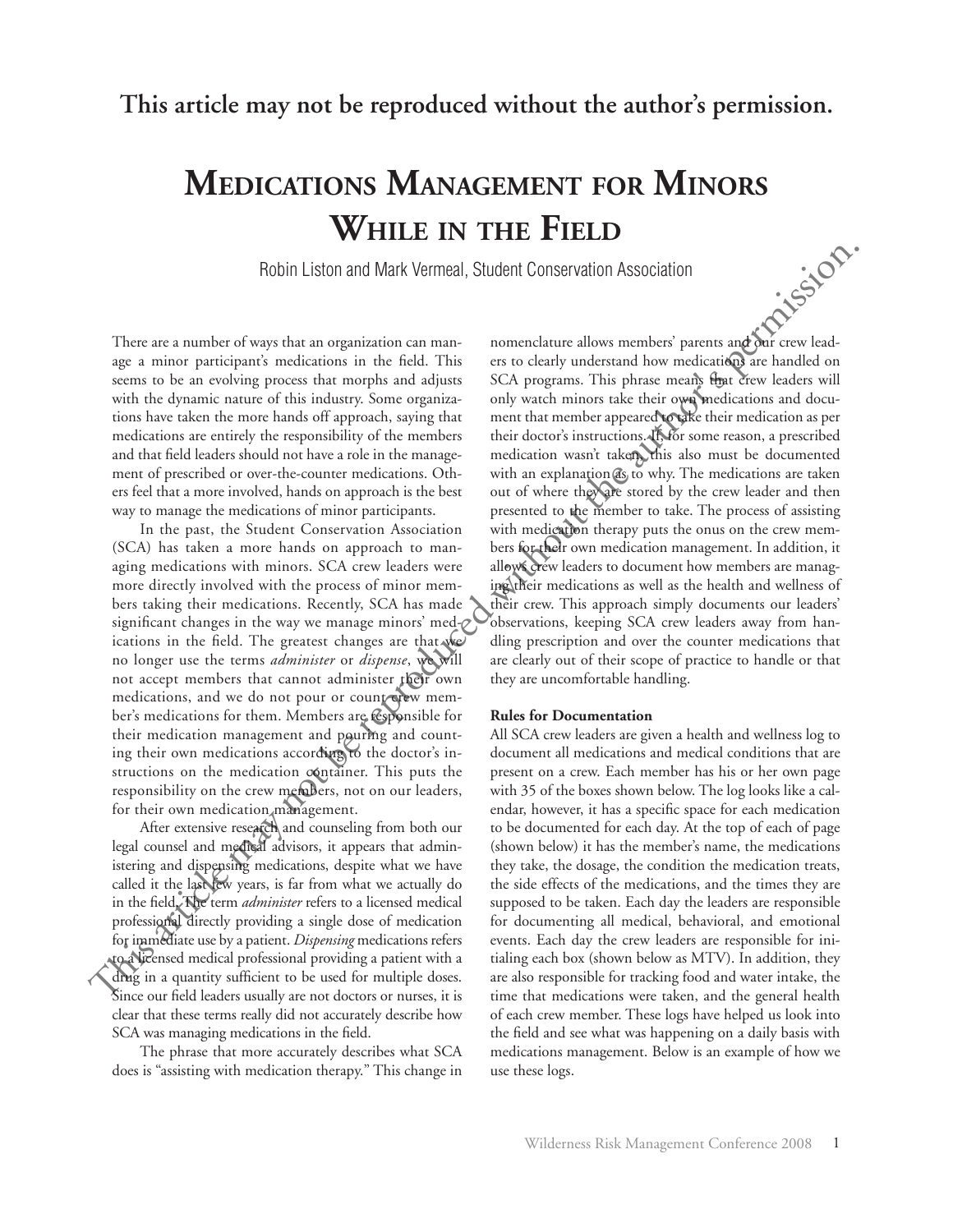**This article may not be reproduced without the author's permission.**

# Medications Management for Minors While in the Field

Robin Liston and Mark Vermeal, Student Conservation Association

There are a number of ways that an organization can manage a minor participant's medications in the field. This seems to be an evolving process that morphs and adjusts with the dynamic nature of this industry. Some organizations have taken the more hands off approach, saying that medications are entirely the responsibility of the members and that field leaders should not have a role in the management of prescribed or over-the-counter medications. Others feel that a more involved, hands on approach is the best way to manage the medications of minor participants.

In the past, the Student Conservation Association (SCA) has taken a more hands on approach to managing medications with minors. SCA crew leaders were more directly involved with the process of minor members taking their medications. Recently, SCA has made significant changes in the way we manage minors' medications in the field. The greatest changes are that we no longer use the terms *administer* or *dispense*, we will not accept members that cannot administer their own medications, and we do not pour or count crew member's medications for them. Members are responsible for their medication management and pouring and counting their own medications according to the doctor's instructions on the medication container. This puts the responsibility on the crew members, not on our leaders, for their own medication management.

After extensive research and counseling from both our legal counsel and medical advisors, it appears that administering and dispensing medications, despite what we have called it the last few years, is far from what we actually do in the field. The term *administer* refers to a licensed medical professional directly providing a single dose of medication for immediate use by a patient. *Dispensing* medications refers to a licensed medical professional providing a patient with a drug in a quantity sufficient to be used for multiple doses. Since our field leaders usually are not doctors or nurses, it is clear that these terms really did not accurately describe how SCA was managing medications in the field.

The phrase that more accurately describes what SCA does is "assisting with medication therapy." This change in nomenclature allows members' parents and our crew leaders to clearly understand how medications are handled on SCA programs. This phrase means that crew leaders will only watch minors take their own medications and document that member appeared to take their medication as per their doctor's instructions. If for some reason, a prescribed medication wasn't taken, this also must be documented with an explanation as to why. The medications are taken out of where they are stored by the crew leader and then presented to the member to take. The process of assisting with medication therapy puts the onus on the crew members for their own medication management. In addition, it allows crew leaders to document how members are managing their medications as well as the health and wellness of their crew. This approach simply documents our leaders' observations, keeping SCA crew leaders away from handling prescription and over the counter medications that are clearly out of their scope of practice to handle or that they are uncomfortable handling.

**Rules for Documentation**

All SCA crew leaders are given a health and wellness log to document all medications and medical conditions that are present on a crew. Each member has his or her own page with 35 of the boxes shown below. The log looks like a calendar, however, it has a specific space for each medication to be documented for each day. At the top of each of page (shown below) it has the member's name, the medications they take, the dosage, the condition the medication treats, the side effects of the medications, and the times they are supposed to be taken. Each day the leaders are responsible for documenting all medical, behavioral, and emotional events. Each day the crew leaders are responsible for initialing each box (shown below as MTV). In addition, they are also responsible for tracking food and water intake, the time that medications were taken, and the general health of each crew member. These logs have helped us look into the field and see what was happening on a daily basis with medications management. Below is an example of how we use these logs.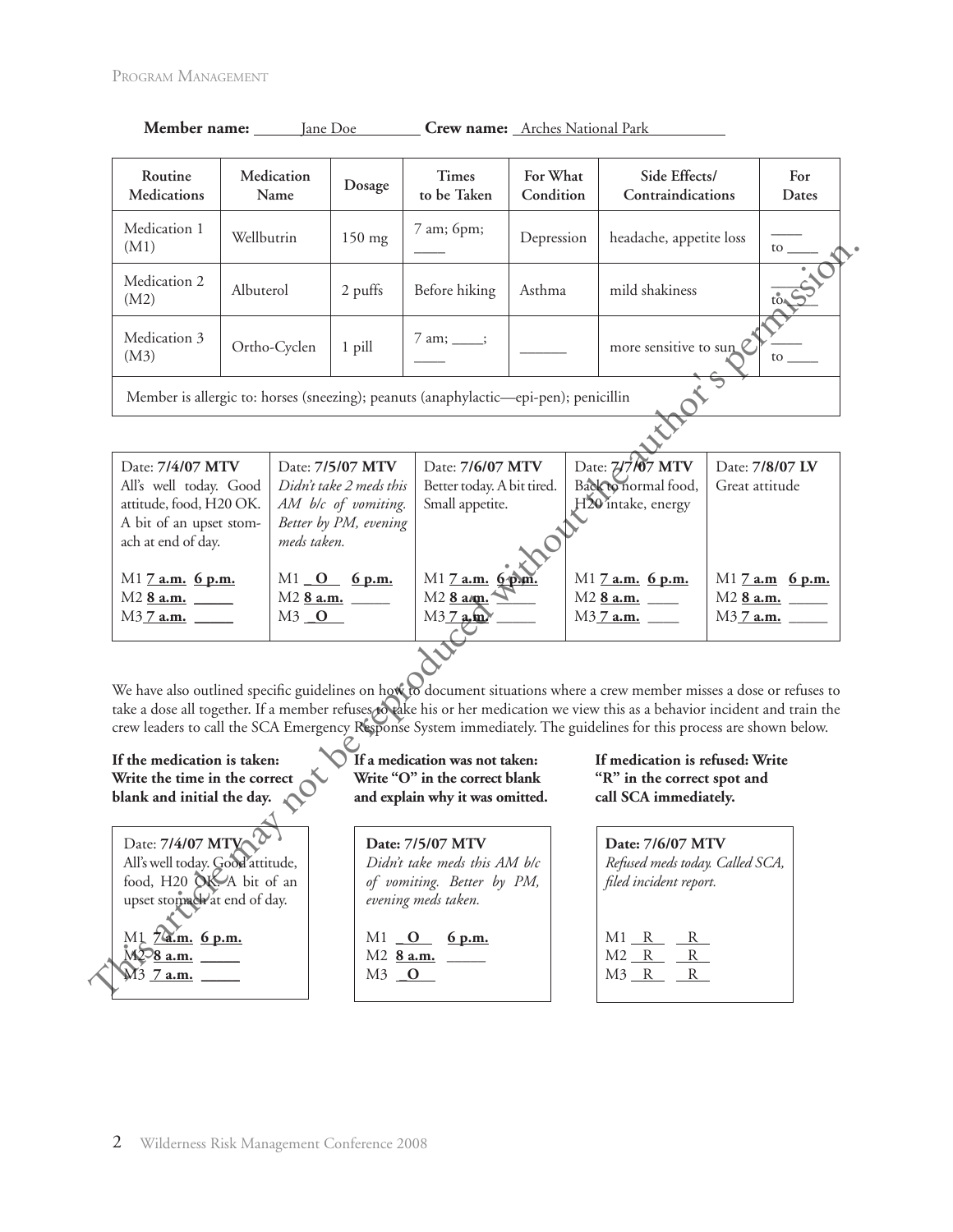**Member name:** Jane Doe **Crew name:** Arches National Park

| Routine Medications | Medication Name | Dosage | Times to be Taken | For What Condition | Side Effects/ Contraindications | For Dates |
|---|---|---|---|---|---|---|
| Medication 1 (M1) | Wellbutrin | 150 mg | 7 am; 6pm; ____ | Depression | headache, appetite loss | ____ to ____ |
| Medication 2 (M2) | Albuterol | 2 puffs | Before hiking | Asthma | mild shakiness | ____ to ____ |
| Medication 3 (M3) | Ortho-Cyclen | 1 pill | 7 am; ____; ____ | ______ | more sensitive to sun | ____ to ____ |
| Member is allergic to: horses (sneezing); peanuts (anaphylactic—epi-pen); penicillin | | | | | | |

| Date: **7/4/07 MTV** | Date: **7/5/07 MTV** | Date: **7/6/07 MTV** | Date: **7/7/07 MTV** | Date: **7/8/07 LV** |
|---|---|---|---|---|
| All's well today. Good attitude, food, H20 OK. A bit of an upset stomach at end of day. | *Didn't take 2 meds this AM b/c of vomiting. Better by PM, evening meds taken.* | Better today. A bit tired. Small appetite. | Back to normal food, H20 intake, energy | Great attitude |
| M1 **7 a.m.** **6 p.m.**<br>M2 **8 a.m.** _____<br>M3 **7 a.m.** _____ | M1 **O** **6 p.m.**<br>M2 **8 a.m.** _____<br>M3 **O** | M1 **7 a.m.** **6 p.m.**<br>M2 **8 a.m.** _____<br>M3 **7 a.m.** _____ | M1 **7 a.m.** **6 p.m.**<br>M2 **8 a.m.** ____<br>M3 **7 a.m.** ____ | M1 **7 a.m** **6 p.m.**<br>M2 **8 a.m.** _____<br>M3 **7 a.m.** _____ |

We have also outlined specific guidelines on how to document situations where a crew member misses a dose or refuses to take a dose all together. If a member refuses to take his or her medication we view this as a behavior incident and train the crew leaders to call the SCA Emergency Response System immediately. The guidelines for this process are shown below.

| **If the medication is taken: Write the time in the correct blank and initial the day.** | **If a medication was not taken: Write "O" in the correct blank and explain why it was omitted.** | **If medication is refused: Write "R" in the correct spot and call SCA immediately.** |
|---|---|---|
| Date: **7/4/07 MTV**<br>All's well today. Good attitude, food, H20 OK. A bit of an upset stomach at end of day.<br>M1 **7 a.m.** **6 p.m.**<br>M2 **8 a.m.** _____<br>M3 **7 a.m.** _____ | **Date: 7/5/07 MTV**<br>*Didn't take meds this AM b/c of vomiting. Better by PM, evening meds taken.*<br>M1 **O** **6 p.m.**<br>M2 **8 a.m.** _____<br>M3 **O** | **Date: 7/6/07 MTV**<br>*Refused meds today. Called SCA, filed incident report.*<br>M1 R R<br>M2 R R<br>M3 R R |

This article may not be reproduced without the author's permission.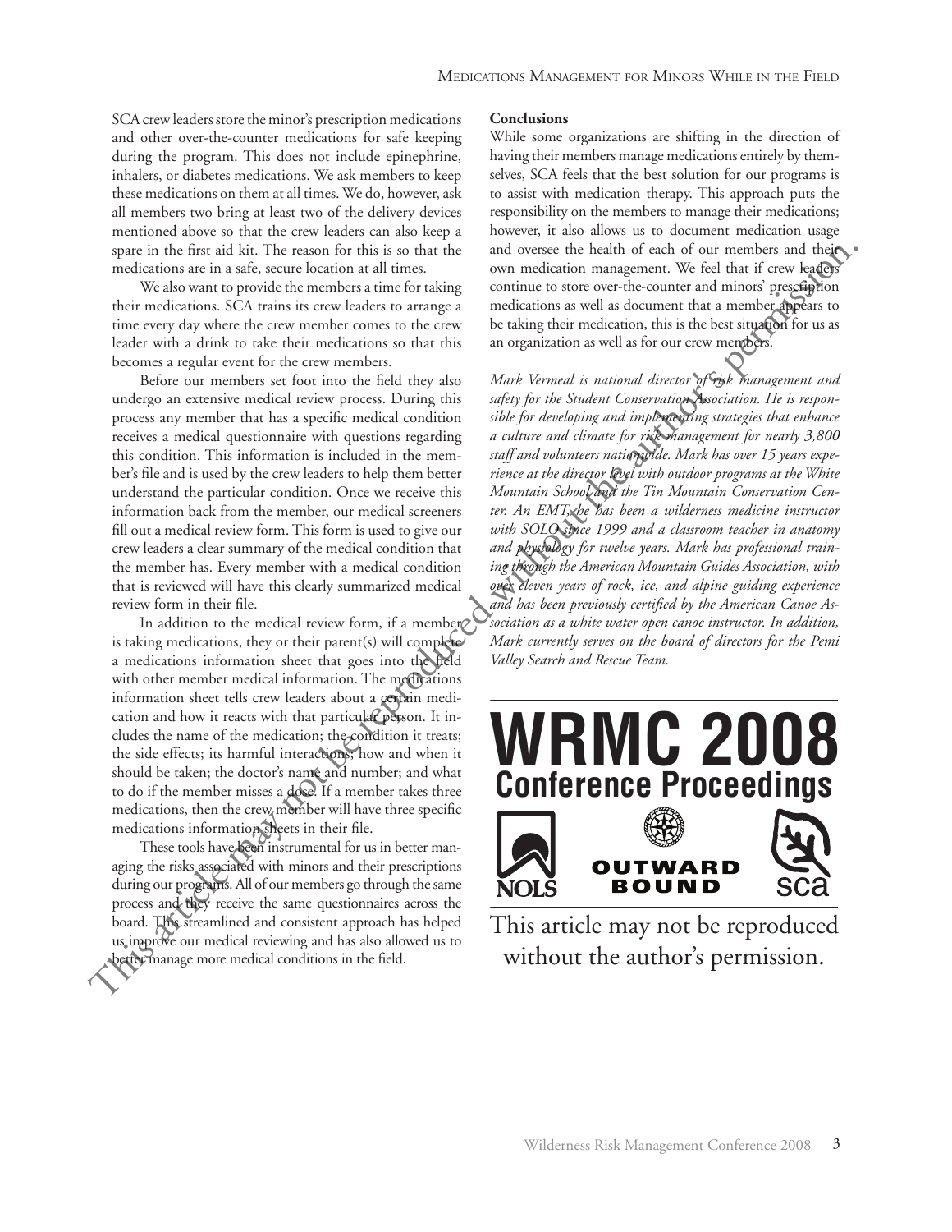SCA crew leaders store the minor's prescription medications and other over-the-counter medications for safe keeping during the program. This does not include epinephrine, inhalers, or diabetes medications. We ask members to keep these medications on them at all times. We do, however, ask all members two bring at least two of the delivery devices mentioned above so that the crew leaders can also keep a spare in the first aid kit. The reason for this is so that the medications are in a safe, secure location at all times.

We also want to provide the members a time for taking their medications. SCA trains its crew leaders to arrange a time every day where the crew member comes to the crew leader with a drink to take their medications so that this becomes a regular event for the crew members.

Before our members set foot into the field they also undergo an extensive medical review process. During this process any member that has a specific medical condition receives a medical questionnaire with questions regarding this condition. This information is included in the member's file and is used by the crew leaders to help them better understand the particular condition. Once we receive this information back from the member, our medical screeners fill out a medical review form. This form is used to give our crew leaders a clear summary of the medical condition that the member has. Every member with a medical condition that is reviewed will have this clearly summarized medical review form in their file.

In addition to the medical review form, if a member is taking medications, they or their parent(s) will complete a medications information sheet that goes into the field with other member medical information. The medications information sheet tells crew leaders about a certain medication and how it reacts with that particular person. It includes the name of the medication; the condition it treats; the side effects; its harmful interactions; how and when it should be taken; the doctor's name and number; and what to do if the member misses a dose. If a member takes three medications, then the crew member will have three specific medications information sheets in their file.

These tools have been instrumental for us in better managing the risks associated with minors and their prescriptions during our programs. All of our members go through the same process and they receive the same questionnaires across the board. This streamlined and consistent approach has helped us improve our medical reviewing and has also allowed us to better manage more medical conditions in the field.

**Conclusions**

While some organizations are shifting in the direction of having their members manage medications entirely by themselves, SCA feels that the best solution for our programs is to assist with medication therapy. This approach puts the responsibility on the members to manage their medications; however, it also allows us to document medication usage and oversee the health of each of our members and their own medication management. We feel that if crew leaders continue to store over-the-counter and minors' prescription medications as well as document that a member appears to be taking their medication, this is the best situation for us as an organization as well as for our crew members.

*Mark Vermeal is national director of risk management and safety for the Student Conservation Association. He is responsible for developing and implementing strategies that enhance a culture and climate for risk management for nearly 3,800 staff and volunteers nationwide. Mark has over 15 years experience at the director level with outdoor programs at the White Mountain School and the Tin Mountain Conservation Center. An EMT, he has been a wilderness medicine instructor with SOLO since 1999 and a classroom teacher in anatomy and physiology for twelve years. Mark has professional training through the American Mountain Guides Association, with over eleven years of rock, ice, and alpine guiding experience and has been previously certified by the American Canoe Association as a white water open canoe instructor. In addition, Mark currently serves on the board of directors for the Pemi Valley Search and Rescue Team.*

**WRMC 2008**
**Conference Proceedings**

NOLS OUTWARD BOUND sca

This article may not be reproduced without the author's permission.